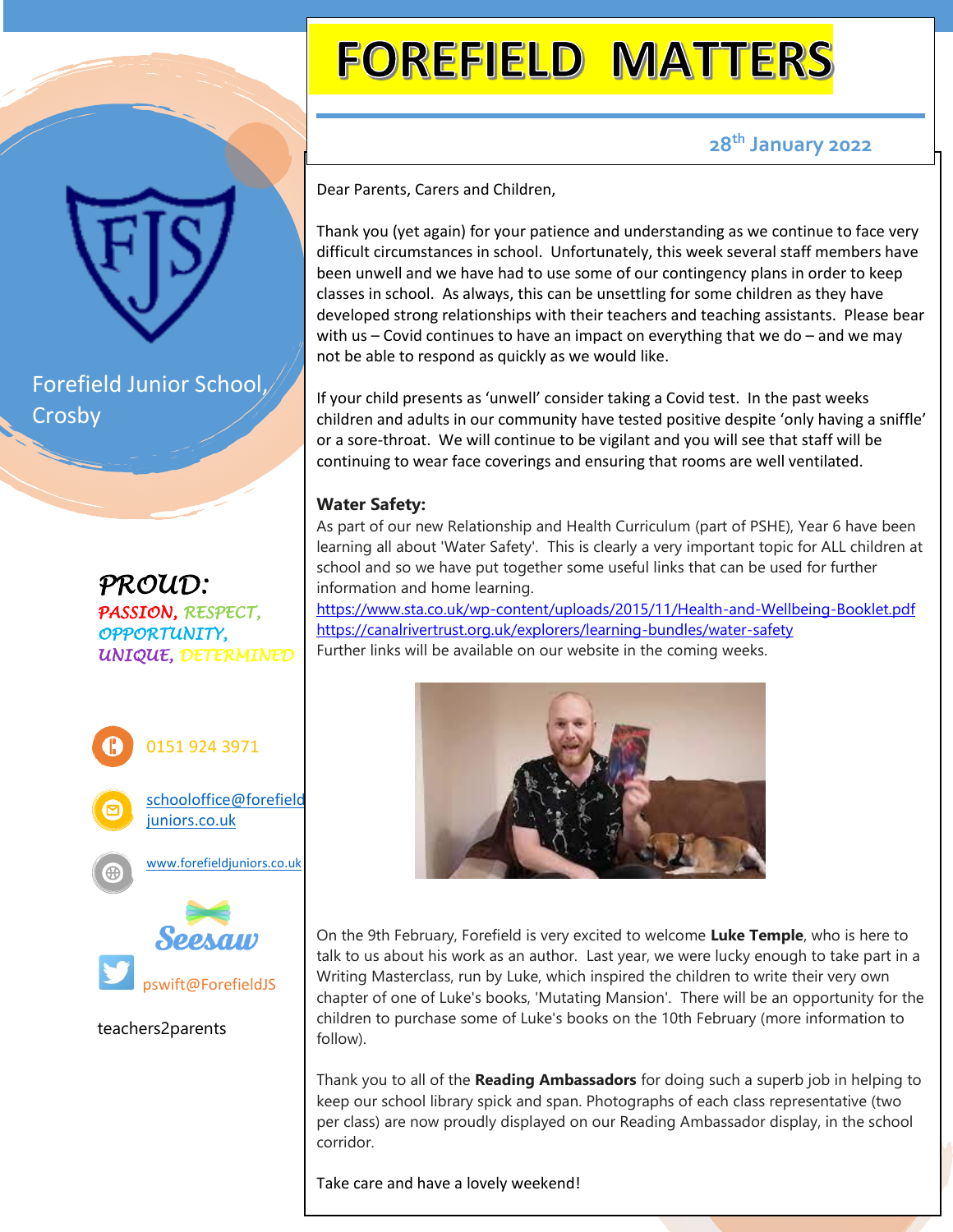# FOREFIELD MATTERS

**28th January 2022**

Forefield Junior School, Crosby

*PROUD:*

*PASSION, RESPECT, OPPORTUNITY, UNIQUE, DETERMINED*

0151 924 3971

schooloffice@forefieldjuniors.co.uk

www.forefieldjuniors.co.uk

Seesaw

pswift@ForefieldJS

teachers2parents

Dear Parents, Carers and Children,

Thank you (yet again) for your patience and understanding as we continue to face very difficult circumstances in school. Unfortunately, this week several staff members have been unwell and we have had to use some of our contingency plans in order to keep classes in school. As always, this can be unsettling for some children as they have developed strong relationships with their teachers and teaching assistants. Please bear with us – Covid continues to have an impact on everything that we do – and we may not be able to respond as quickly as we would like.

If your child presents as 'unwell' consider taking a Covid test. In the past weeks children and adults in our community have tested positive despite 'only having a sniffle' or a sore-throat. We will continue to be vigilant and you will see that staff will be continuing to wear face coverings and ensuring that rooms are well ventilated.

**Water Safety:**

As part of our new Relationship and Health Curriculum (part of PSHE), Year 6 have been learning all about 'Water Safety'. This is clearly a very important topic for ALL children at school and so we have put together some useful links that can be used for further information and home learning.

https://www.sta.co.uk/wp-content/uploads/2015/11/Health-and-Wellbeing-Booklet.pdf

https://canalrivertrust.org.uk/explorers/learning-bundles/water-safety

Further links will be available on our website in the coming weeks.

On the 9th February, Forefield is very excited to welcome **Luke Temple**, who is here to talk to us about his work as an author. Last year, we were lucky enough to take part in a Writing Masterclass, run by Luke, which inspired the children to write their very own chapter of one of Luke's books, 'Mutating Mansion'. There will be an opportunity for the children to purchase some of Luke's books on the 10th February (more information to follow).

Thank you to all of the **Reading Ambassadors** for doing such a superb job in helping to keep our school library spick and span. Photographs of each class representative (two per class) are now proudly displayed on our Reading Ambassador display, in the school corridor.

Take care and have a lovely weekend!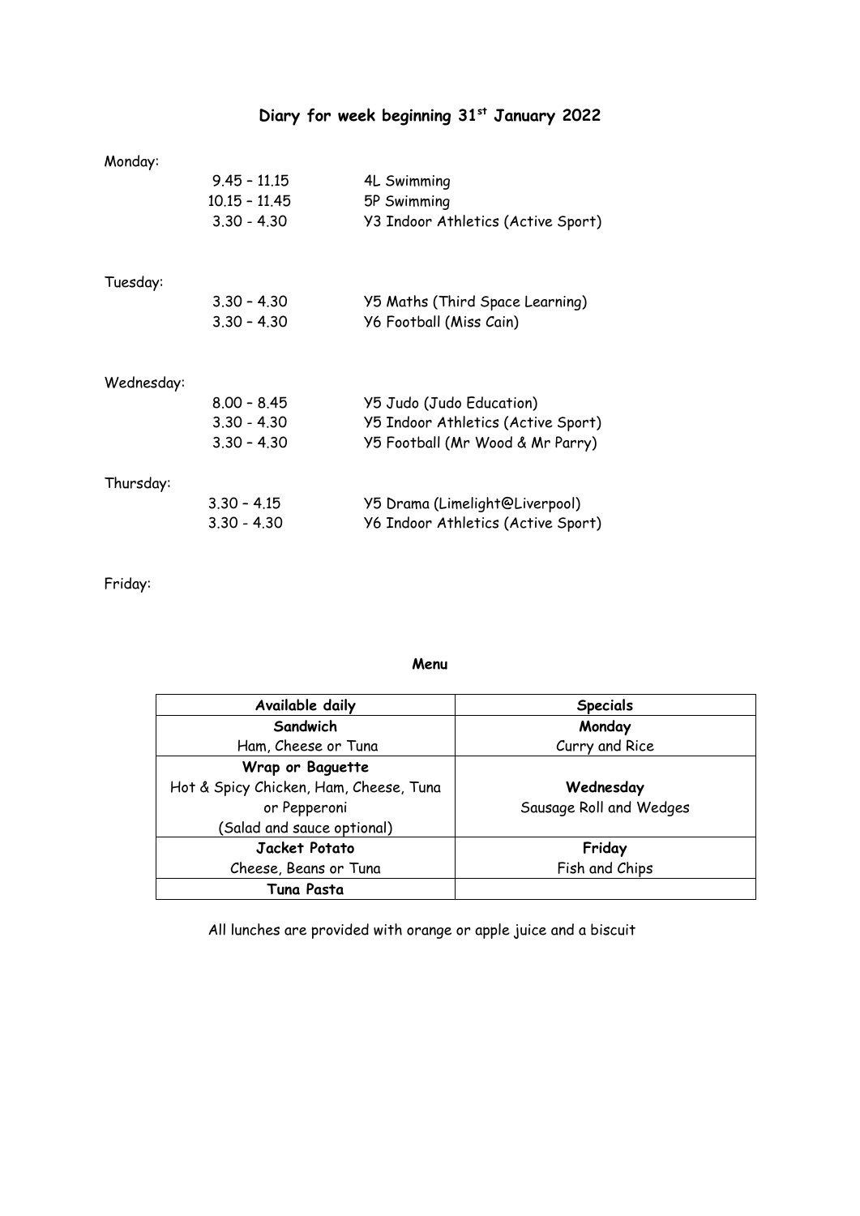# Diary for week beginning 31st January 2022

Monday:

| | |
|---|---|
| 9.45 – 11.15 | 4L Swimming |
| 10.15 – 11.45 | 5P Swimming |
| 3.30 - 4.30 | Y3 Indoor Athletics (Active Sport) |

Tuesday:

| | |
|---|---|
| 3.30 – 4.30 | Y5 Maths (Third Space Learning) |
| 3.30 – 4.30 | Y6 Football (Miss Cain) |

Wednesday:

| | |
|---|---|
| 8.00 – 8.45 | Y5 Judo (Judo Education) |
| 3.30 - 4.30 | Y5 Indoor Athletics (Active Sport) |
| 3.30 – 4.30 | Y5 Football (Mr Wood & Mr Parry) |

Thursday:

| | |
|---|---|
| 3.30 – 4.15 | Y5 Drama (Limelight@Liverpool) |
| 3.30 - 4.30 | Y6 Indoor Athletics (Active Sport) |

Friday:

**Menu**

| Available daily | Specials |
|---|---|
| **Sandwich**<br>Ham, Cheese or Tuna | **Monday**<br>Curry and Rice |
| **Wrap or Baguette**<br>Hot & Spicy Chicken, Ham, Cheese, Tuna or Pepperoni<br>(Salad and sauce optional) | **Wednesday**<br>Sausage Roll and Wedges |
| **Jacket Potato**<br>Cheese, Beans or Tuna | **Friday**<br>Fish and Chips |
| **Tuna Pasta** | |

All lunches are provided with orange or apple juice and a biscuit